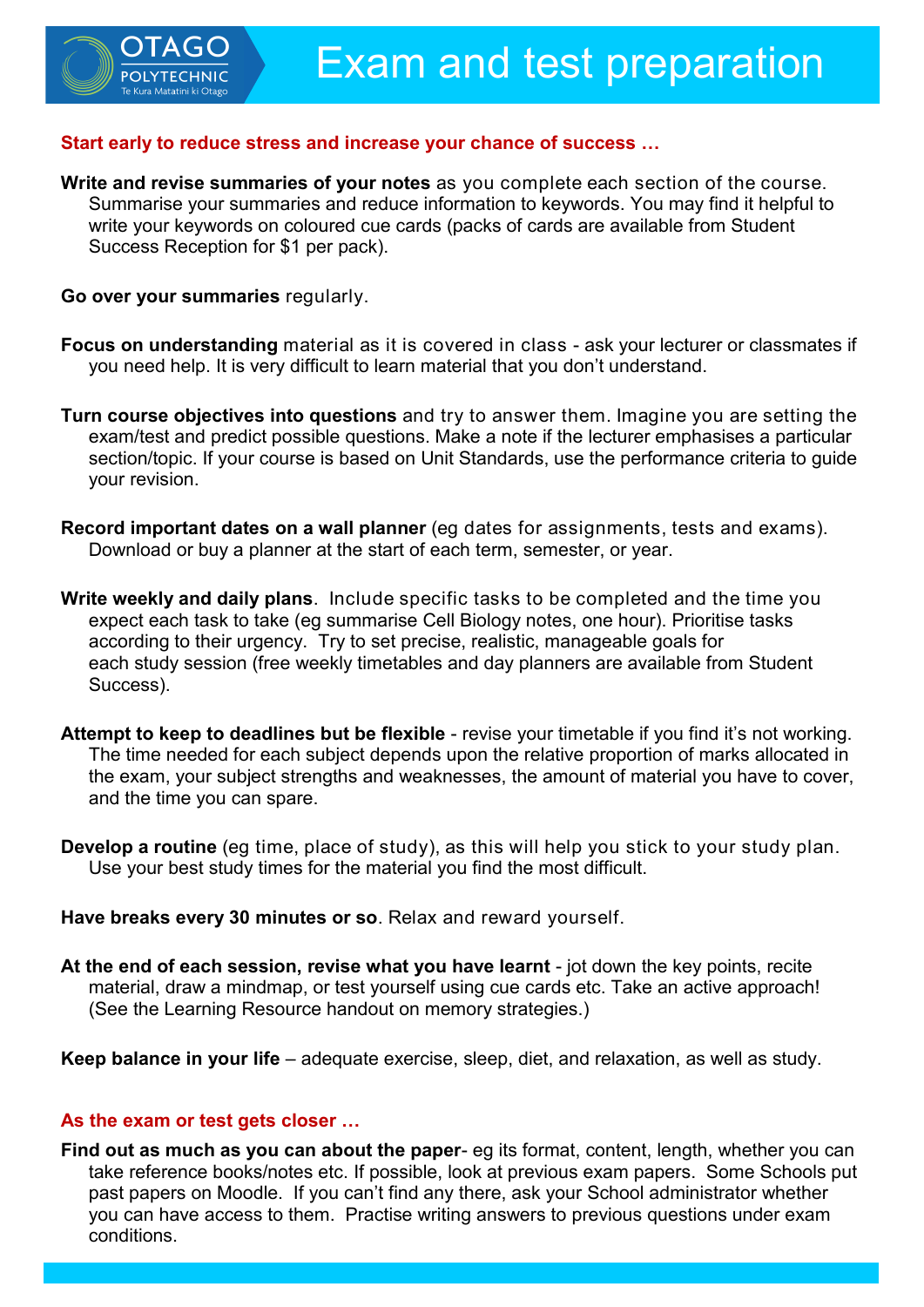# Exam and test preparation

## Start early to reduce stress and increase your chance of success …

**Write and revise summaries of your notes** as you complete each section of the course. Summarise your summaries and reduce information to keywords. You may find it helpful to write your keywords on coloured cue cards (packs of cards are available from Student Success Reception for $1 per pack).

**Go over your summaries** regularly.

**Focus on understanding** material as it is covered in class - ask your lecturer or classmates if you need help. It is very difficult to learn material that you don't understand.

**Turn course objectives into questions** and try to answer them. Imagine you are setting the exam/test and predict possible questions. Make a note if the lecturer emphasises a particular section/topic. If your course is based on Unit Standards, use the performance criteria to guide your revision.

**Record important dates on a wall planner** (eg dates for assignments, tests and exams). Download or buy a planner at the start of each term, semester, or year.

**Write weekly and daily plans**. Include specific tasks to be completed and the time you expect each task to take (eg summarise Cell Biology notes, one hour). Prioritise tasks according to their urgency. Try to set precise, realistic, manageable goals for each study session (free weekly timetables and day planners are available from Student Success).

**Attempt to keep to deadlines but be flexible** - revise your timetable if you find it's not working. The time needed for each subject depends upon the relative proportion of marks allocated in the exam, your subject strengths and weaknesses, the amount of material you have to cover, and the time you can spare.

**Develop a routine** (eg time, place of study), as this will help you stick to your study plan. Use your best study times for the material you find the most difficult.

**Have breaks every 30 minutes or so**. Relax and reward yourself.

**At the end of each session, revise what you have learnt** - jot down the key points, recite material, draw a mindmap, or test yourself using cue cards etc. Take an active approach! (See the Learning Resource handout on memory strategies.)

**Keep balance in your life** – adequate exercise, sleep, diet, and relaxation, as well as study.

## As the exam or test gets closer …

**Find out as much as you can about the paper**- eg its format, content, length, whether you can take reference books/notes etc. If possible, look at previous exam papers. Some Schools put past papers on Moodle. If you can't find any there, ask your School administrator whether you can have access to them. Practise writing answers to previous questions under exam conditions.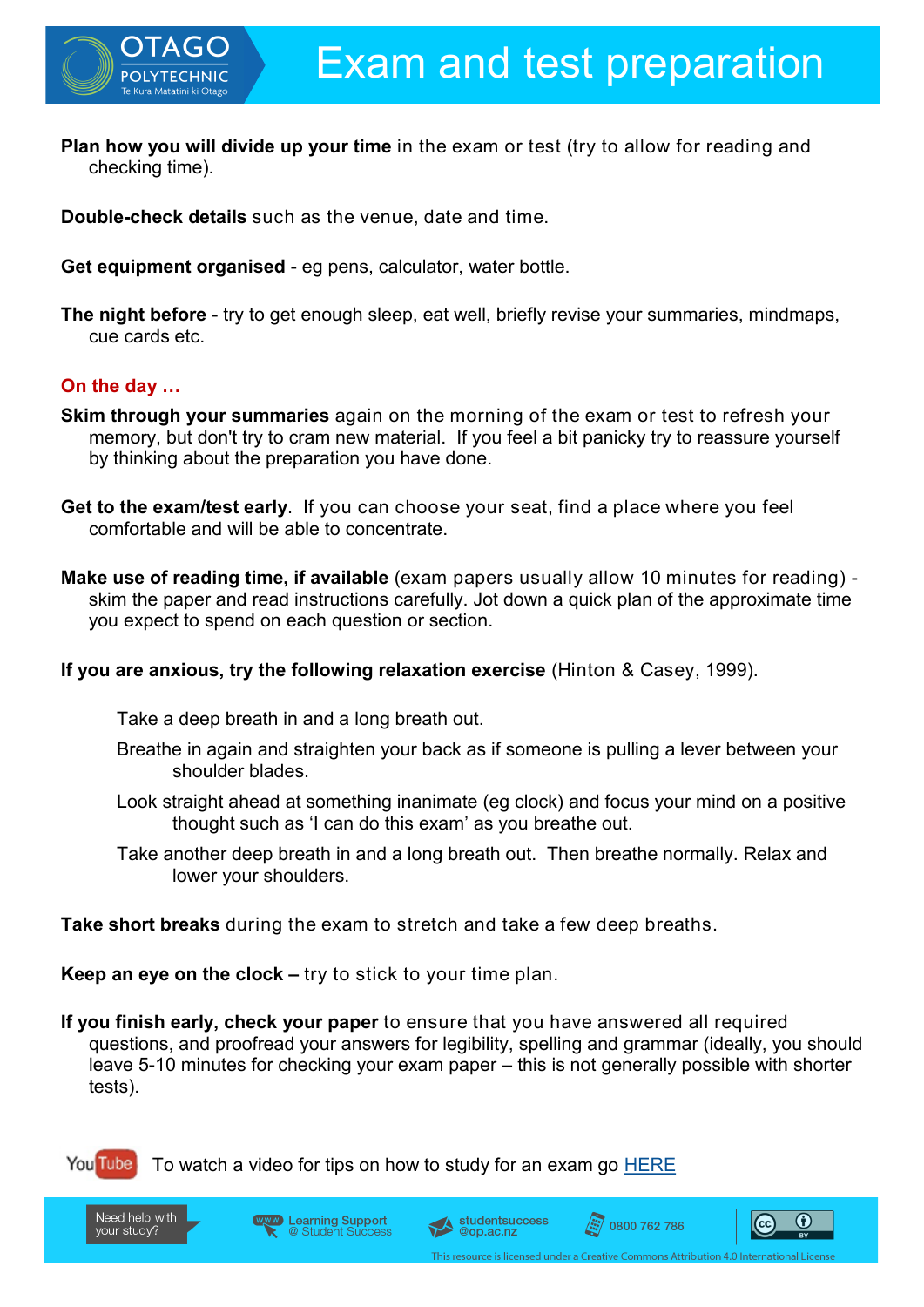# Exam and test preparation

**Plan how you will divide up your time** in the exam or test (try to allow for reading and checking time).

**Double-check details** such as the venue, date and time.

**Get equipment organised** - eg pens, calculator, water bottle.

**The night before** - try to get enough sleep, eat well, briefly revise your summaries, mindmaps, cue cards etc.

## On the day …

**Skim through your summaries** again on the morning of the exam or test to refresh your memory, but don't try to cram new material. If you feel a bit panicky try to reassure yourself by thinking about the preparation you have done.

**Get to the exam/test early**. If you can choose your seat, find a place where you feel comfortable and will be able to concentrate.

**Make use of reading time, if available** (exam papers usually allow 10 minutes for reading) - skim the paper and read instructions carefully. Jot down a quick plan of the approximate time you expect to spend on each question or section.

**If you are anxious, try the following relaxation exercise** (Hinton & Casey, 1999).

Take a deep breath in and a long breath out.

Breathe in again and straighten your back as if someone is pulling a lever between your shoulder blades.

Look straight ahead at something inanimate (eg clock) and focus your mind on a positive thought such as 'I can do this exam' as you breathe out.

Take another deep breath in and a long breath out. Then breathe normally. Relax and lower your shoulders.

**Take short breaks** during the exam to stretch and take a few deep breaths.

**Keep an eye on the clock –** try to stick to your time plan.

**If you finish early, check your paper** to ensure that you have answered all required questions, and proofread your answers for legibility, spelling and grammar (ideally, you should leave 5-10 minutes for checking your exam paper – this is not generally possible with shorter tests).

To watch a video for tips on how to study for an exam go HERE

Need help with your study? Learning Support @ Student Success | studentsuccess@op.ac.nz | 0800 762 786

This resource is licensed under a Creative Commons Attribution 4.0 International License